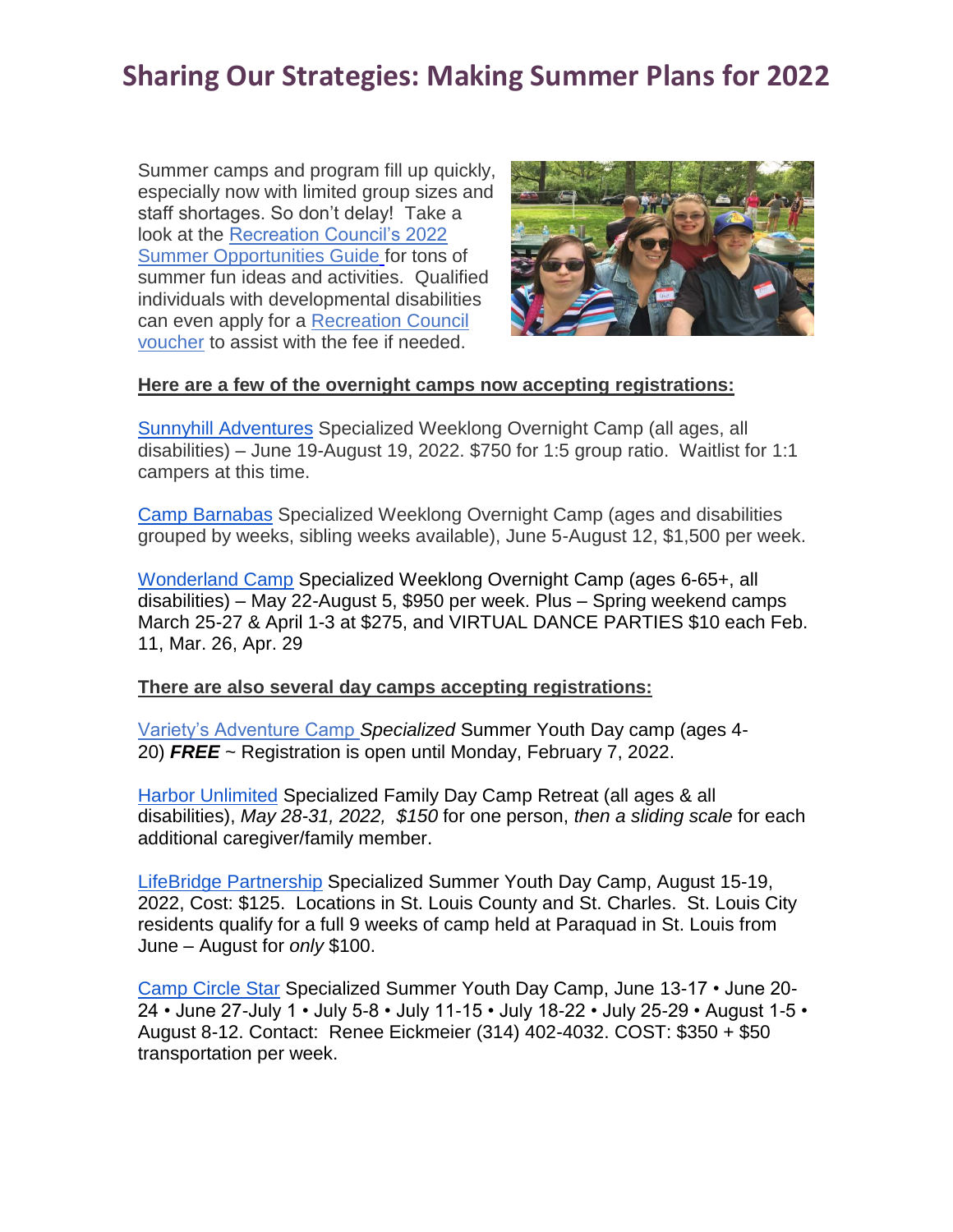# Sharing Our Strategies: Making Summer Plans for 2022

Summer camps and program fill up quickly, especially now with limited group sizes and staff shortages. So don't delay! Take a look at the Recreation Council's 2022 Summer Opportunities Guide for tons of summer fun ideas and activities. Qualified individuals with developmental disabilities can even apply for a Recreation Council voucher to assist with the fee if needed.

**Here are a few of the overnight camps now accepting registrations:**

Sunnyhill Adventures Specialized Weeklong Overnight Camp (all ages, all disabilities) – June 19-August 19, 2022. $750 for 1:5 group ratio. Waitlist for 1:1 campers at this time.

Camp Barnabas Specialized Weeklong Overnight Camp (ages and disabilities grouped by weeks, sibling weeks available), June 5-August 12, $1,500 per week.

Wonderland Camp Specialized Weeklong Overnight Camp (ages 6-65+, all disabilities) – May 22-August 5, $950 per week. Plus – Spring weekend camps March 25-27 & April 1-3 at $275, and VIRTUAL DANCE PARTIES $10 each Feb. 11, Mar. 26, Apr. 29

**There are also several day camps accepting registrations:**

Variety's Adventure Camp *Specialized* Summer Youth Day camp (ages 4-20) ***FREE*** ~ Registration is open until Monday, February 7, 2022.

Harbor Unlimited Specialized Family Day Camp Retreat (all ages & all disabilities), *May 28-31, 2022, $150* for one person, *then a sliding scale* for each additional caregiver/family member.

LifeBridge Partnership Specialized Summer Youth Day Camp, August 15-19, 2022, Cost: $125. Locations in St. Louis County and St. Charles. St. Louis City residents qualify for a full 9 weeks of camp held at Paraquad in St. Louis from June – August for *only* $100.

Camp Circle Star Specialized Summer Youth Day Camp, June 13-17 • June 20-24 • June 27-July 1 • July 5-8 • July 11-15 • July 18-22 • July 25-29 • August 1-5 • August 8-12. Contact: Renee Eickmeier (314) 402-4032. COST: $350 + $50 transportation per week.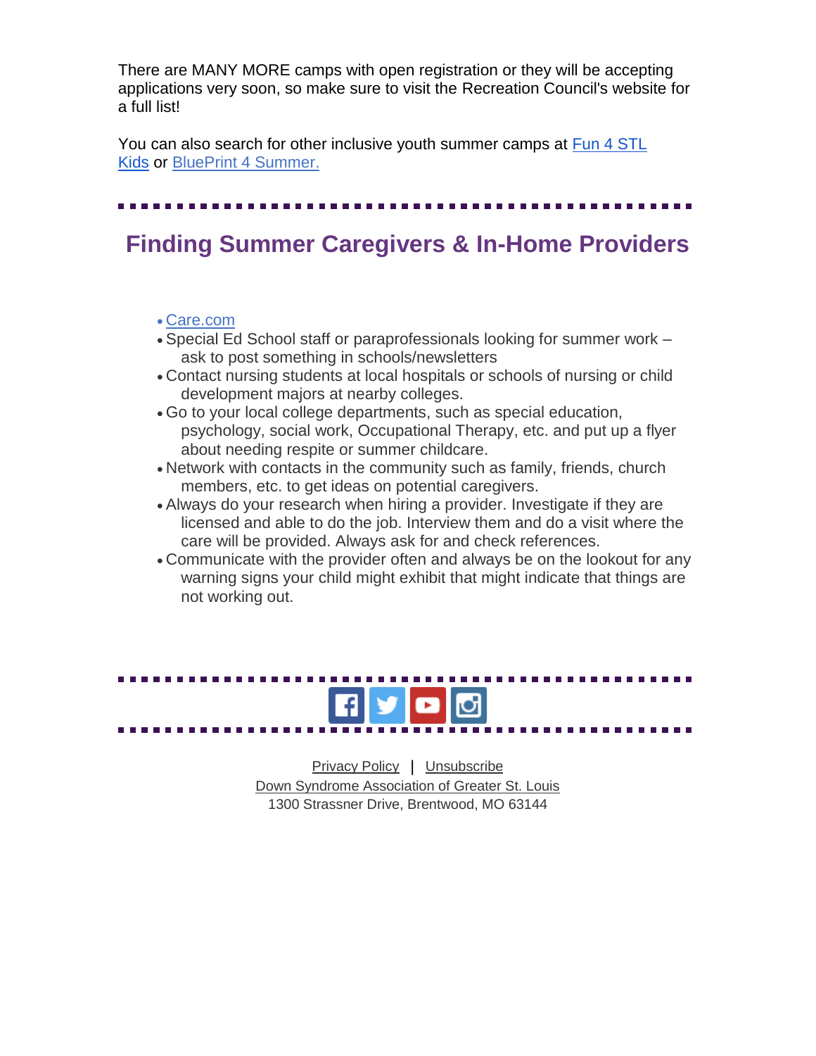There are MANY MORE camps with open registration or they will be accepting applications very soon, so make sure to visit the Recreation Council's website for a full list!

You can also search for other inclusive youth summer camps at Fun 4 STL Kids or BluePrint 4 Summer.

## Finding Summer Caregivers & In-Home Providers

- Care.com
- Special Ed School staff or paraprofessionals looking for summer work – ask to post something in schools/newsletters
- Contact nursing students at local hospitals or schools of nursing or child development majors at nearby colleges.
- Go to your local college departments, such as special education, psychology, social work, Occupational Therapy, etc. and put up a flyer about needing respite or summer childcare.
- Network with contacts in the community such as family, friends, church members, etc. to get ideas on potential caregivers.
- Always do your research when hiring a provider. Investigate if they are licensed and able to do the job. Interview them and do a visit where the care will be provided. Always ask for and check references.
- Communicate with the provider often and always be on the lookout for any warning signs your child might exhibit that might indicate that things are not working out.

Privacy Policy | Unsubscribe
Down Syndrome Association of Greater St. Louis
1300 Strassner Drive, Brentwood, MO 63144